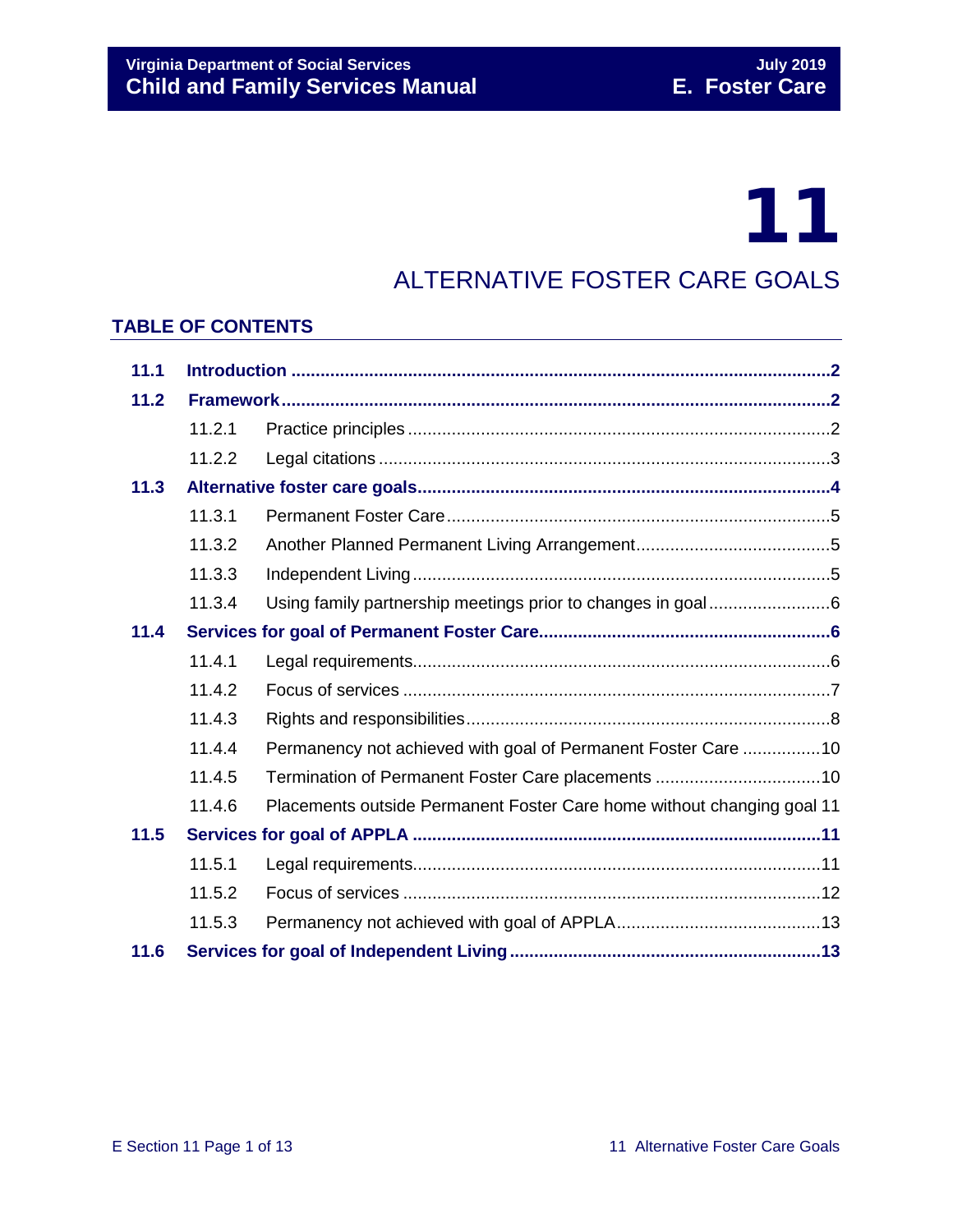# 11

## ALTERNATIVE FOSTER CARE GOALS

### TABLE OF CONTENTS

| | | |
|---|---|---|
| **11.1** | **Introduction** | **2** |
| **11.2** | **Framework** | **2** |
| 11.2.1 | Practice principles | 2 |
| 11.2.2 | Legal citations | 3 |
| **11.3** | **Alternative foster care goals** | **4** |
| 11.3.1 | Permanent Foster Care | 5 |
| 11.3.2 | Another Planned Permanent Living Arrangement | 5 |
| 11.3.3 | Independent Living | 5 |
| 11.3.4 | Using family partnership meetings prior to changes in goal | 6 |
| **11.4** | **Services for goal of Permanent Foster Care** | **6** |
| 11.4.1 | Legal requirements | 6 |
| 11.4.2 | Focus of services | 7 |
| 11.4.3 | Rights and responsibilities | 8 |
| 11.4.4 | Permanency not achieved with goal of Permanent Foster Care | 10 |
| 11.4.5 | Termination of Permanent Foster Care placements | 10 |
| 11.4.6 | Placements outside Permanent Foster Care home without changing goal | 11 |
| **11.5** | **Services for goal of APPLA** | **11** |
| 11.5.1 | Legal requirements | 11 |
| 11.5.2 | Focus of services | 12 |
| 11.5.3 | Permanency not achieved with goal of APPLA | 13 |
| **11.6** | **Services for goal of Independent Living** | **13** |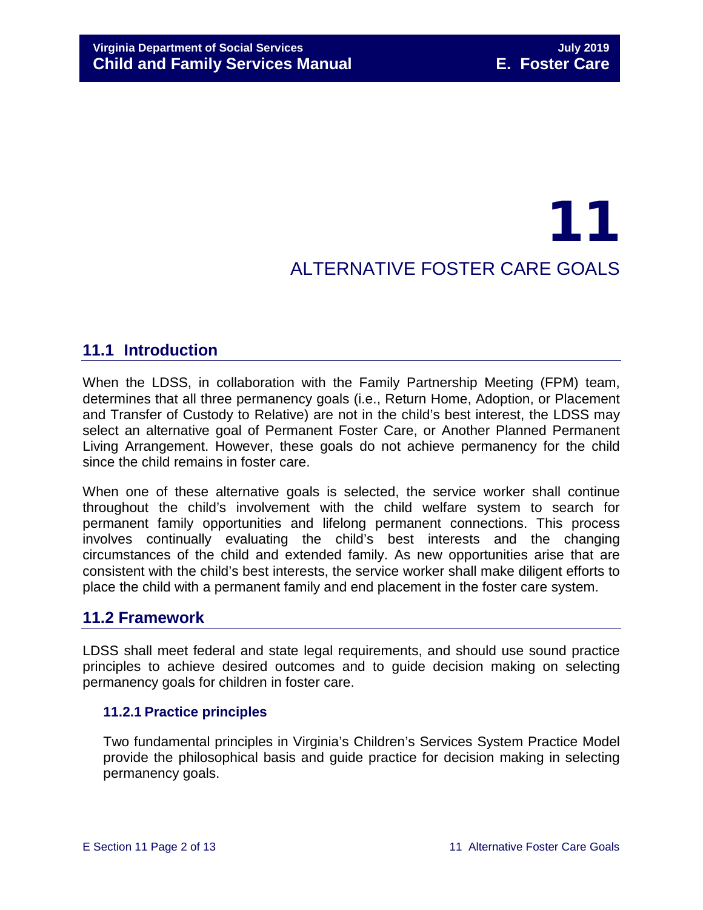# 11

# ALTERNATIVE FOSTER CARE GOALS

## 11.1 Introduction

When the LDSS, in collaboration with the Family Partnership Meeting (FPM) team, determines that all three permanency goals (i.e., Return Home, Adoption, or Placement and Transfer of Custody to Relative) are not in the child's best interest, the LDSS may select an alternative goal of Permanent Foster Care, or Another Planned Permanent Living Arrangement. However, these goals do not achieve permanency for the child since the child remains in foster care.

When one of these alternative goals is selected, the service worker shall continue throughout the child's involvement with the child welfare system to search for permanent family opportunities and lifelong permanent connections. This process involves continually evaluating the child's best interests and the changing circumstances of the child and extended family. As new opportunities arise that are consistent with the child's best interests, the service worker shall make diligent efforts to place the child with a permanent family and end placement in the foster care system.

## 11.2 Framework

LDSS shall meet federal and state legal requirements, and should use sound practice principles to achieve desired outcomes and to guide decision making on selecting permanency goals for children in foster care.

### 11.2.1 Practice principles

Two fundamental principles in Virginia's Children's Services System Practice Model provide the philosophical basis and guide practice for decision making in selecting permanency goals.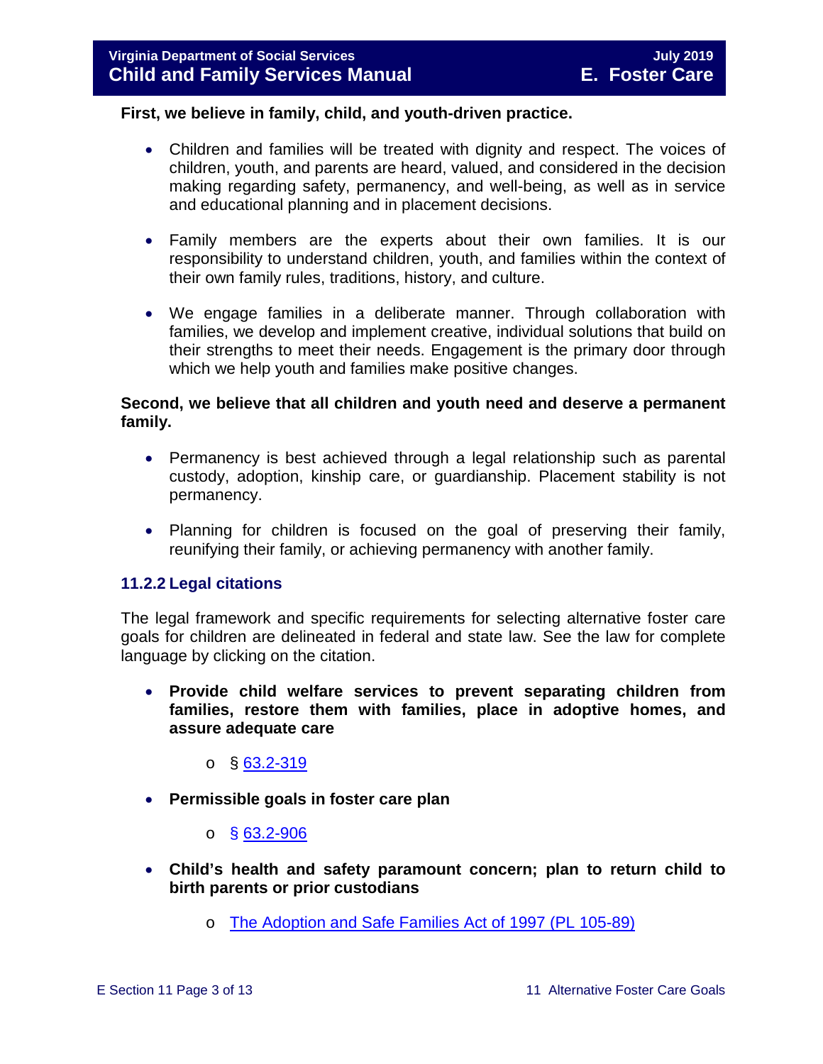**First, we believe in family, child, and youth-driven practice.**

- Children and families will be treated with dignity and respect. The voices of children, youth, and parents are heard, valued, and considered in the decision making regarding safety, permanency, and well-being, as well as in service and educational planning and in placement decisions.

- Family members are the experts about their own families. It is our responsibility to understand children, youth, and families within the context of their own family rules, traditions, history, and culture.

- We engage families in a deliberate manner. Through collaboration with families, we develop and implement creative, individual solutions that build on their strengths to meet their needs. Engagement is the primary door through which we help youth and families make positive changes.

**Second, we believe that all children and youth need and deserve a permanent family.**

- Permanency is best achieved through a legal relationship such as parental custody, adoption, kinship care, or guardianship. Placement stability is not permanency.

- Planning for children is focused on the goal of preserving their family, reunifying their family, or achieving permanency with another family.

### 11.2.2 Legal citations

The legal framework and specific requirements for selecting alternative foster care goals for children are delineated in federal and state law. See the law for complete language by clicking on the citation.

- **Provide child welfare services to prevent separating children from families, restore them with families, place in adoptive homes, and assure adequate care**
  - § 63.2-319

- **Permissible goals in foster care plan**
  - § 63.2-906

- **Child's health and safety paramount concern; plan to return child to birth parents or prior custodians**
  - The Adoption and Safe Families Act of 1997 (PL 105-89)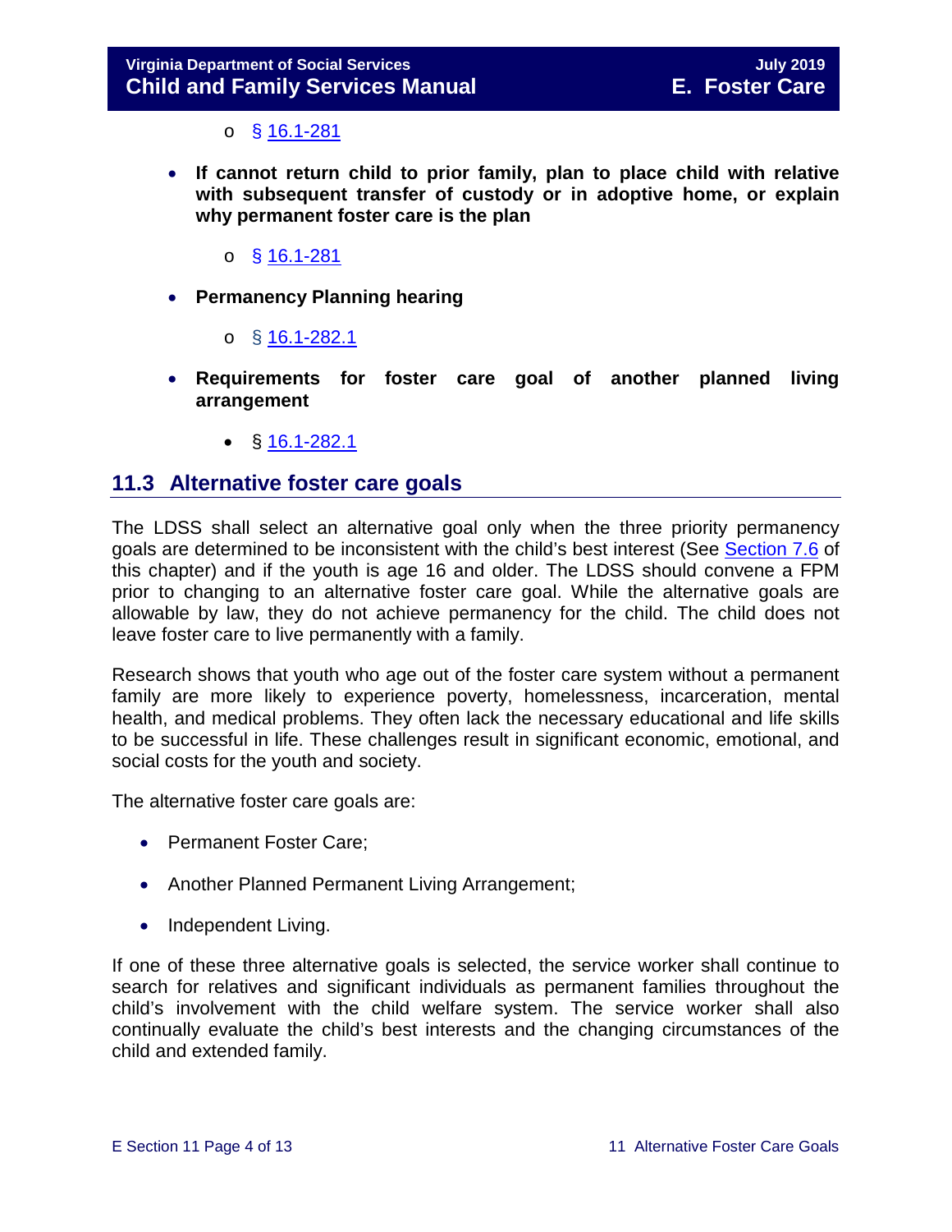- § 16.1-281

- **If cannot return child to prior family, plan to place child with relative with subsequent transfer of custody or in adoptive home, or explain why permanent foster care is the plan**
  - § 16.1-281

- **Permanency Planning hearing**
  - § 16.1-282.1

- **Requirements for foster care goal of another planned living arrangement**
  - § 16.1-282.1

## 11.3 Alternative foster care goals

The LDSS shall select an alternative goal only when the three priority permanency goals are determined to be inconsistent with the child's best interest (See Section 7.6 of this chapter) and if the youth is age 16 and older. The LDSS should convene a FPM prior to changing to an alternative foster care goal. While the alternative goals are allowable by law, they do not achieve permanency for the child. The child does not leave foster care to live permanently with a family.

Research shows that youth who age out of the foster care system without a permanent family are more likely to experience poverty, homelessness, incarceration, mental health, and medical problems. They often lack the necessary educational and life skills to be successful in life. These challenges result in significant economic, emotional, and social costs for the youth and society.

The alternative foster care goals are:

- Permanent Foster Care;
- Another Planned Permanent Living Arrangement;
- Independent Living.

If one of these three alternative goals is selected, the service worker shall continue to search for relatives and significant individuals as permanent families throughout the child's involvement with the child welfare system. The service worker shall also continually evaluate the child's best interests and the changing circumstances of the child and extended family.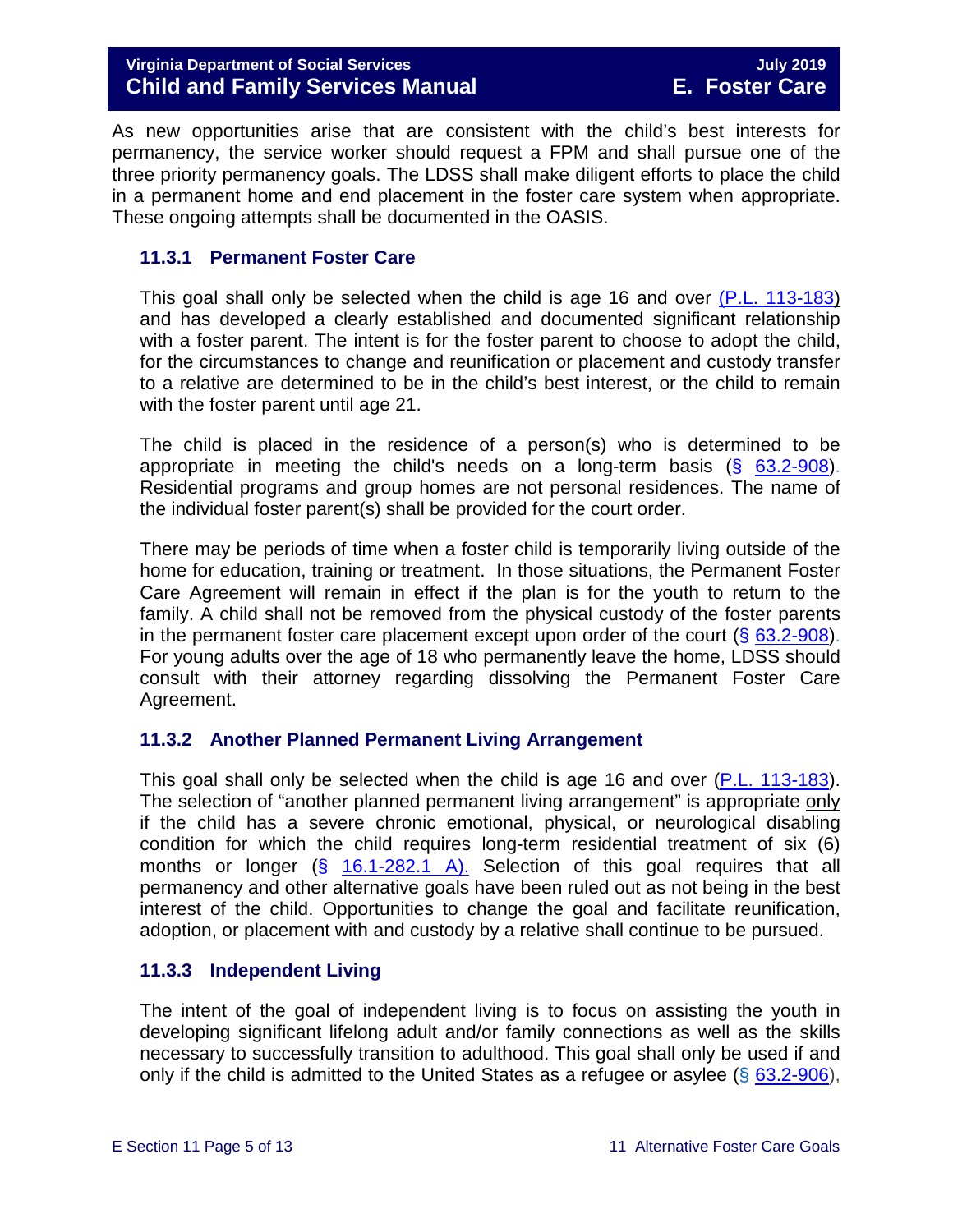As new opportunities arise that are consistent with the child's best interests for permanency, the service worker should request a FPM and shall pursue one of the three priority permanency goals. The LDSS shall make diligent efforts to place the child in a permanent home and end placement in the foster care system when appropriate. These ongoing attempts shall be documented in the OASIS.

### 11.3.1 Permanent Foster Care

This goal shall only be selected when the child is age 16 and over (P.L. 113-183) and has developed a clearly established and documented significant relationship with a foster parent. The intent is for the foster parent to choose to adopt the child, for the circumstances to change and reunification or placement and custody transfer to a relative are determined to be in the child's best interest, or the child to remain with the foster parent until age 21.

The child is placed in the residence of a person(s) who is determined to be appropriate in meeting the child's needs on a long-term basis (§ 63.2-908). Residential programs and group homes are not personal residences. The name of the individual foster parent(s) shall be provided for the court order.

There may be periods of time when a foster child is temporarily living outside of the home for education, training or treatment. In those situations, the Permanent Foster Care Agreement will remain in effect if the plan is for the youth to return to the family. A child shall not be removed from the physical custody of the foster parents in the permanent foster care placement except upon order of the court (§ 63.2-908). For young adults over the age of 18 who permanently leave the home, LDSS should consult with their attorney regarding dissolving the Permanent Foster Care Agreement.

### 11.3.2 Another Planned Permanent Living Arrangement

This goal shall only be selected when the child is age 16 and over (P.L. 113-183). The selection of "another planned permanent living arrangement" is appropriate only if the child has a severe chronic emotional, physical, or neurological disabling condition for which the child requires long-term residential treatment of six (6) months or longer (§ 16.1-282.1 A). Selection of this goal requires that all permanency and other alternative goals have been ruled out as not being in the best interest of the child. Opportunities to change the goal and facilitate reunification, adoption, or placement with and custody by a relative shall continue to be pursued.

### 11.3.3 Independent Living

The intent of the goal of independent living is to focus on assisting the youth in developing significant lifelong adult and/or family connections as well as the skills necessary to successfully transition to adulthood. This goal shall only be used if and only if the child is admitted to the United States as a refugee or asylee (§ 63.2-906),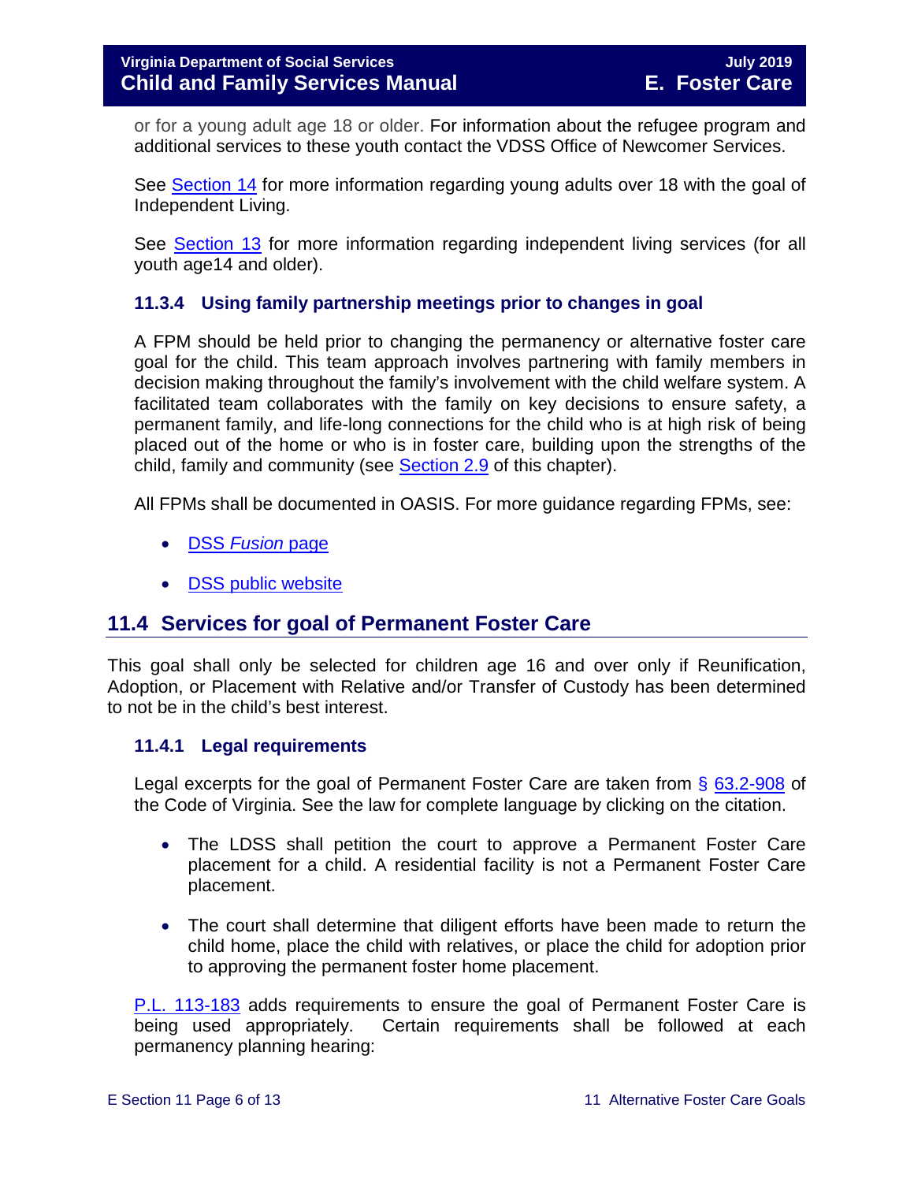or for a young adult age 18 or older. For information about the refugee program and additional services to these youth contact the VDSS Office of Newcomer Services.

See Section 14 for more information regarding young adults over 18 with the goal of Independent Living.

See Section 13 for more information regarding independent living services (for all youth age14 and older).

### 11.3.4 Using family partnership meetings prior to changes in goal

A FPM should be held prior to changing the permanency or alternative foster care goal for the child. This team approach involves partnering with family members in decision making throughout the family's involvement with the child welfare system. A facilitated team collaborates with the family on key decisions to ensure safety, a permanent family, and life-long connections for the child who is at high risk of being placed out of the home or who is in foster care, building upon the strengths of the child, family and community (see Section 2.9 of this chapter).

All FPMs shall be documented in OASIS. For more guidance regarding FPMs, see:

- DSS *Fusion* page
- DSS public website

## 11.4 Services for goal of Permanent Foster Care

This goal shall only be selected for children age 16 and over only if Reunification, Adoption, or Placement with Relative and/or Transfer of Custody has been determined to not be in the child's best interest.

### 11.4.1 Legal requirements

Legal excerpts for the goal of Permanent Foster Care are taken from § 63.2-908 of the Code of Virginia. See the law for complete language by clicking on the citation.

- The LDSS shall petition the court to approve a Permanent Foster Care placement for a child. A residential facility is not a Permanent Foster Care placement.
- The court shall determine that diligent efforts have been made to return the child home, place the child with relatives, or place the child for adoption prior to approving the permanent foster home placement.

P.L. 113-183 adds requirements to ensure the goal of Permanent Foster Care is being used appropriately. Certain requirements shall be followed at each permanency planning hearing: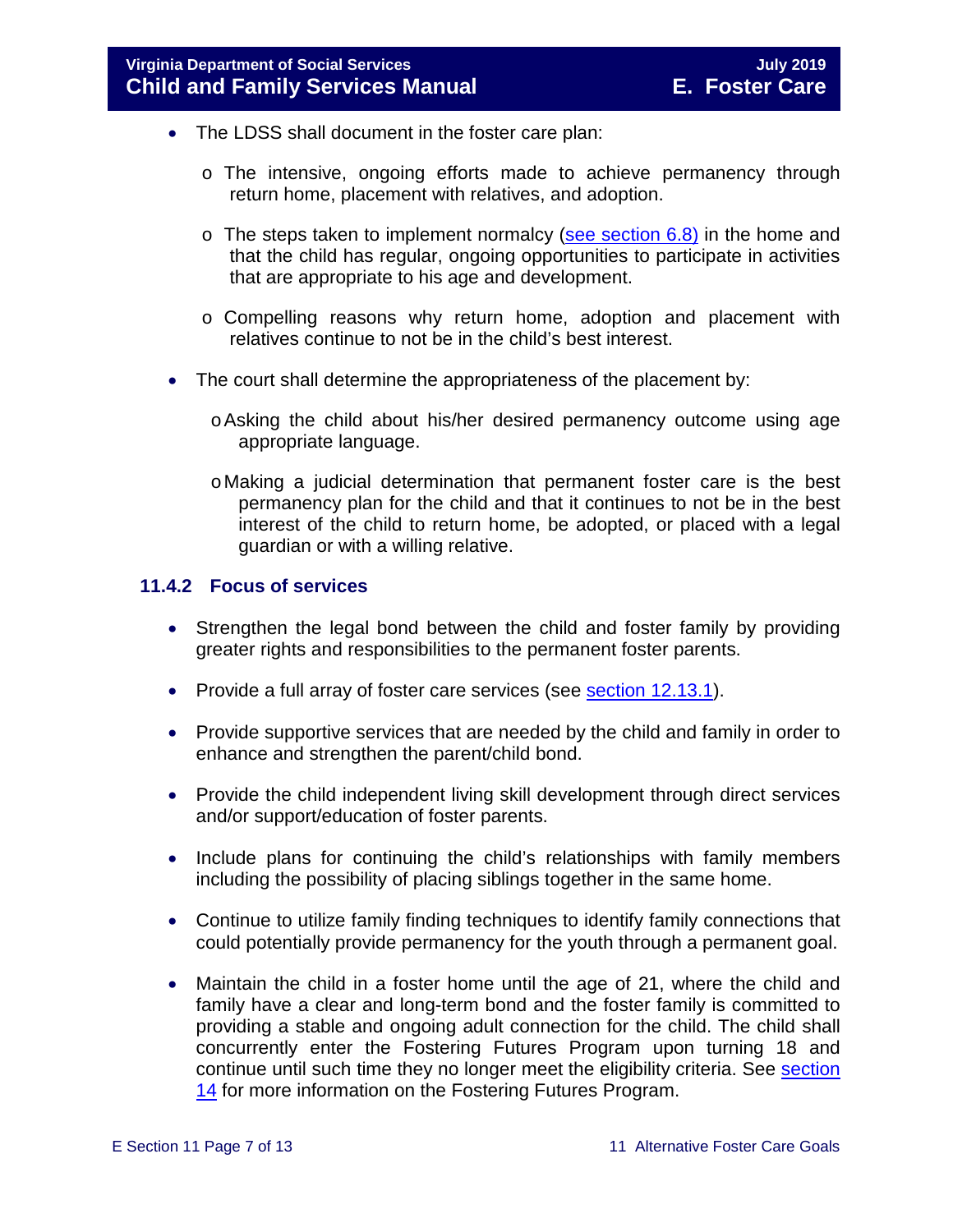- The LDSS shall document in the foster care plan:
    - The intensive, ongoing efforts made to achieve permanency through return home, placement with relatives, and adoption.
    - The steps taken to implement normalcy (see section 6.8) in the home and that the child has regular, ongoing opportunities to participate in activities that are appropriate to his age and development.
    - Compelling reasons why return home, adoption and placement with relatives continue to not be in the child's best interest.

- The court shall determine the appropriateness of the placement by:
    - Asking the child about his/her desired permanency outcome using age appropriate language.
    - Making a judicial determination that permanent foster care is the best permanency plan for the child and that it continues to not be in the best interest of the child to return home, be adopted, or placed with a legal guardian or with a willing relative.

### 11.4.2 Focus of services

- Strengthen the legal bond between the child and foster family by providing greater rights and responsibilities to the permanent foster parents.
- Provide a full array of foster care services (see section 12.13.1).
- Provide supportive services that are needed by the child and family in order to enhance and strengthen the parent/child bond.
- Provide the child independent living skill development through direct services and/or support/education of foster parents.
- Include plans for continuing the child's relationships with family members including the possibility of placing siblings together in the same home.
- Continue to utilize family finding techniques to identify family connections that could potentially provide permanency for the youth through a permanent goal.
- Maintain the child in a foster home until the age of 21, where the child and family have a clear and long-term bond and the foster family is committed to providing a stable and ongoing adult connection for the child. The child shall concurrently enter the Fostering Futures Program upon turning 18 and continue until such time they no longer meet the eligibility criteria. See section 14 for more information on the Fostering Futures Program.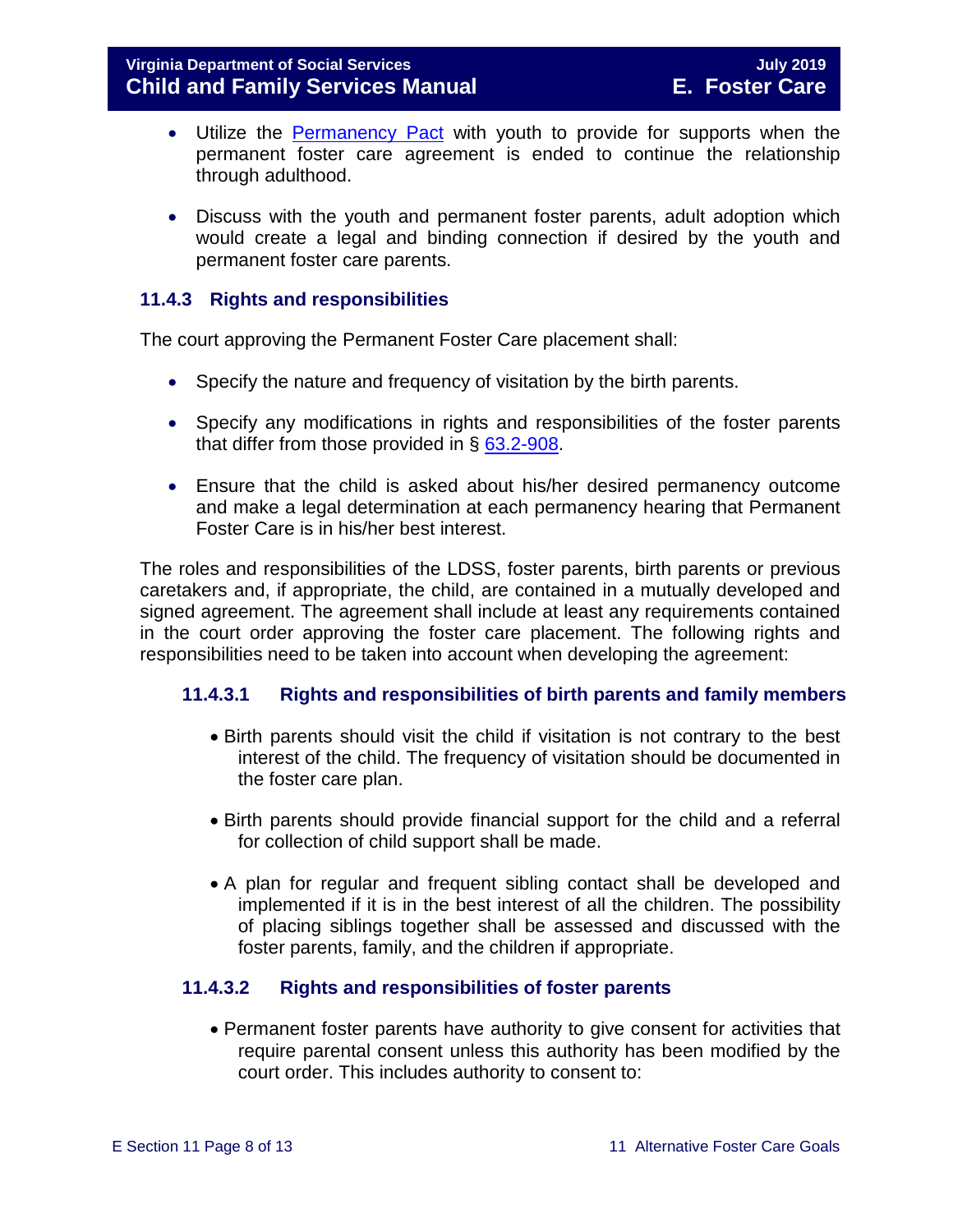- Utilize the [Permanency Pact](#) with youth to provide for supports when the permanent foster care agreement is ended to continue the relationship through adulthood.

- Discuss with the youth and permanent foster parents, adult adoption which would create a legal and binding connection if desired by the youth and permanent foster care parents.

### 11.4.3 Rights and responsibilities

The court approving the Permanent Foster Care placement shall:

- Specify the nature and frequency of visitation by the birth parents.

- Specify any modifications in rights and responsibilities of the foster parents that differ from those provided in § [63.2-908](#).

- Ensure that the child is asked about his/her desired permanency outcome and make a legal determination at each permanency hearing that Permanent Foster Care is in his/her best interest.

The roles and responsibilities of the LDSS, foster parents, birth parents or previous caretakers and, if appropriate, the child, are contained in a mutually developed and signed agreement. The agreement shall include at least any requirements contained in the court order approving the foster care placement. The following rights and responsibilities need to be taken into account when developing the agreement:

#### 11.4.3.1 Rights and responsibilities of birth parents and family members

- Birth parents should visit the child if visitation is not contrary to the best interest of the child. The frequency of visitation should be documented in the foster care plan.

- Birth parents should provide financial support for the child and a referral for collection of child support shall be made.

- A plan for regular and frequent sibling contact shall be developed and implemented if it is in the best interest of all the children. The possibility of placing siblings together shall be assessed and discussed with the foster parents, family, and the children if appropriate.

#### 11.4.3.2 Rights and responsibilities of foster parents

- Permanent foster parents have authority to give consent for activities that require parental consent unless this authority has been modified by the court order. This includes authority to consent to: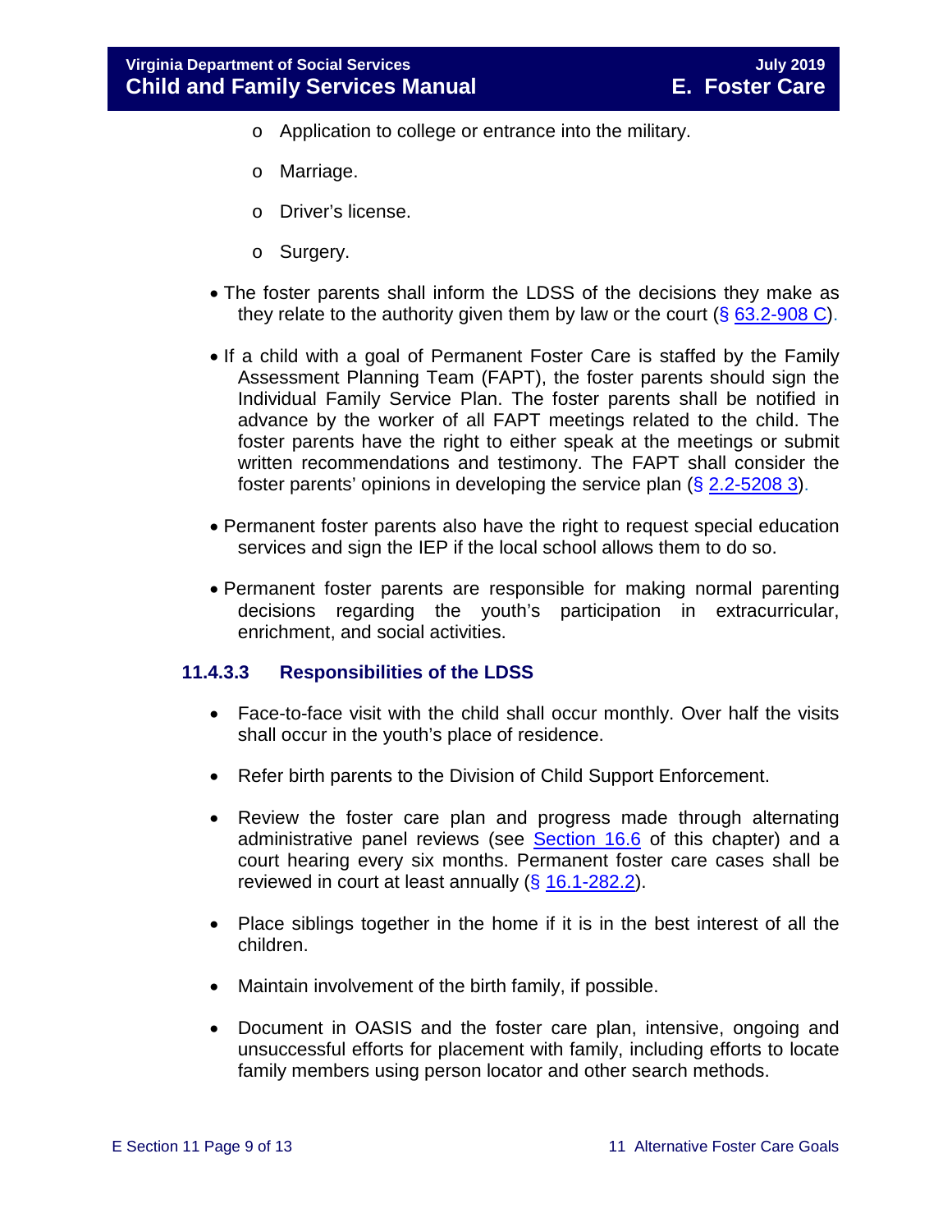- Application to college or entrance into the military.
  - Marriage.
  - Driver's license.
  - Surgery.

- The foster parents shall inform the LDSS of the decisions they make as they relate to the authority given them by law or the court (§ 63.2-908 C).

- If a child with a goal of Permanent Foster Care is staffed by the Family Assessment Planning Team (FAPT), the foster parents should sign the Individual Family Service Plan. The foster parents shall be notified in advance by the worker of all FAPT meetings related to the child. The foster parents have the right to either speak at the meetings or submit written recommendations and testimony. The FAPT shall consider the foster parents' opinions in developing the service plan (§ 2.2-5208 3).

- Permanent foster parents also have the right to request special education services and sign the IEP if the local school allows them to do so.

- Permanent foster parents are responsible for making normal parenting decisions regarding the youth's participation in extracurricular, enrichment, and social activities.

### 11.4.3.3 Responsibilities of the LDSS

- Face-to-face visit with the child shall occur monthly. Over half the visits shall occur in the youth's place of residence.

- Refer birth parents to the Division of Child Support Enforcement.

- Review the foster care plan and progress made through alternating administrative panel reviews (see Section 16.6 of this chapter) and a court hearing every six months. Permanent foster care cases shall be reviewed in court at least annually (§ 16.1-282.2).

- Place siblings together in the home if it is in the best interest of all the children.

- Maintain involvement of the birth family, if possible.

- Document in OASIS and the foster care plan, intensive, ongoing and unsuccessful efforts for placement with family, including efforts to locate family members using person locator and other search methods.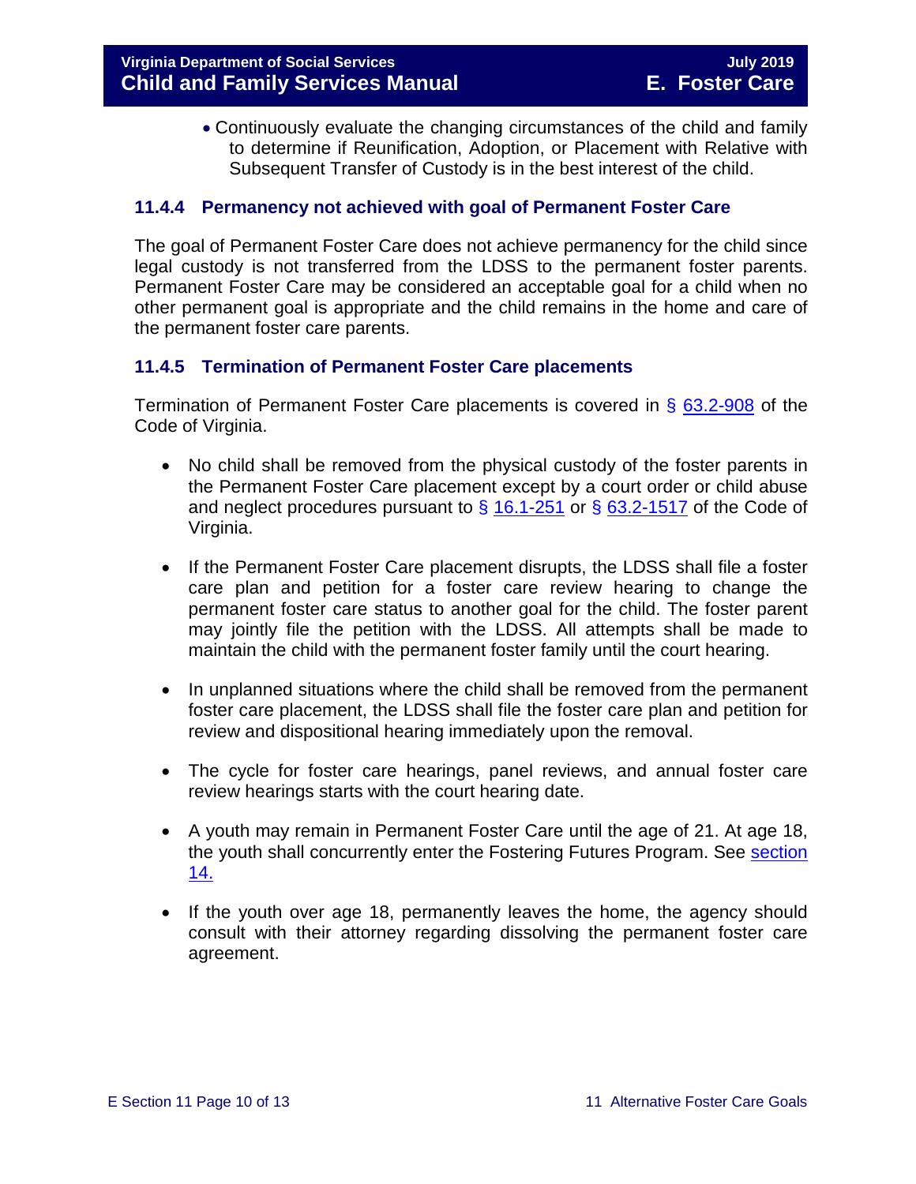- Continuously evaluate the changing circumstances of the child and family to determine if Reunification, Adoption, or Placement with Relative with Subsequent Transfer of Custody is in the best interest of the child.

### 11.4.4 Permanency not achieved with goal of Permanent Foster Care

The goal of Permanent Foster Care does not achieve permanency for the child since legal custody is not transferred from the LDSS to the permanent foster parents. Permanent Foster Care may be considered an acceptable goal for a child when no other permanent goal is appropriate and the child remains in the home and care of the permanent foster care parents.

### 11.4.5 Termination of Permanent Foster Care placements

Termination of Permanent Foster Care placements is covered in § 63.2-908 of the Code of Virginia.

- No child shall be removed from the physical custody of the foster parents in the Permanent Foster Care placement except by a court order or child abuse and neglect procedures pursuant to § 16.1-251 or § 63.2-1517 of the Code of Virginia.
- If the Permanent Foster Care placement disrupts, the LDSS shall file a foster care plan and petition for a foster care review hearing to change the permanent foster care status to another goal for the child. The foster parent may jointly file the petition with the LDSS. All attempts shall be made to maintain the child with the permanent foster family until the court hearing.
- In unplanned situations where the child shall be removed from the permanent foster care placement, the LDSS shall file the foster care plan and petition for review and dispositional hearing immediately upon the removal.
- The cycle for foster care hearings, panel reviews, and annual foster care review hearings starts with the court hearing date.
- A youth may remain in Permanent Foster Care until the age of 21. At age 18, the youth shall concurrently enter the Fostering Futures Program. See section 14.
- If the youth over age 18, permanently leaves the home, the agency should consult with their attorney regarding dissolving the permanent foster care agreement.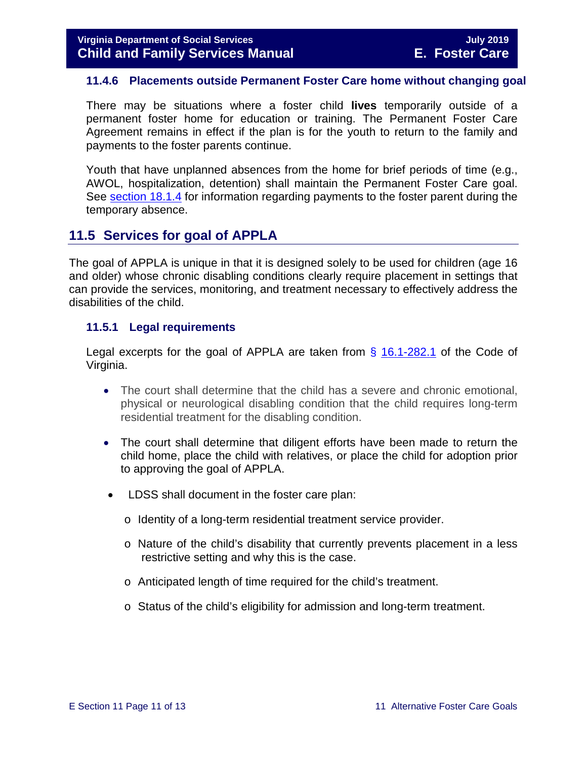### 11.4.6 Placements outside Permanent Foster Care home without changing goal

There may be situations where a foster child **lives** temporarily outside of a permanent foster home for education or training. The Permanent Foster Care Agreement remains in effect if the plan is for the youth to return to the family and payments to the foster parents continue.

Youth that have unplanned absences from the home for brief periods of time (e.g., AWOL, hospitalization, detention) shall maintain the Permanent Foster Care goal. See section 18.1.4 for information regarding payments to the foster parent during the temporary absence.

## 11.5 Services for goal of APPLA

The goal of APPLA is unique in that it is designed solely to be used for children (age 16 and older) whose chronic disabling conditions clearly require placement in settings that can provide the services, monitoring, and treatment necessary to effectively address the disabilities of the child.

### 11.5.1 Legal requirements

Legal excerpts for the goal of APPLA are taken from § 16.1-282.1 of the Code of Virginia.

- The court shall determine that the child has a severe and chronic emotional, physical or neurological disabling condition that the child requires long-term residential treatment for the disabling condition.
- The court shall determine that diligent efforts have been made to return the child home, place the child with relatives, or place the child for adoption prior to approving the goal of APPLA.
- LDSS shall document in the foster care plan:
  - Identity of a long-term residential treatment service provider.
  - Nature of the child's disability that currently prevents placement in a less restrictive setting and why this is the case.
  - Anticipated length of time required for the child's treatment.
  - Status of the child's eligibility for admission and long-term treatment.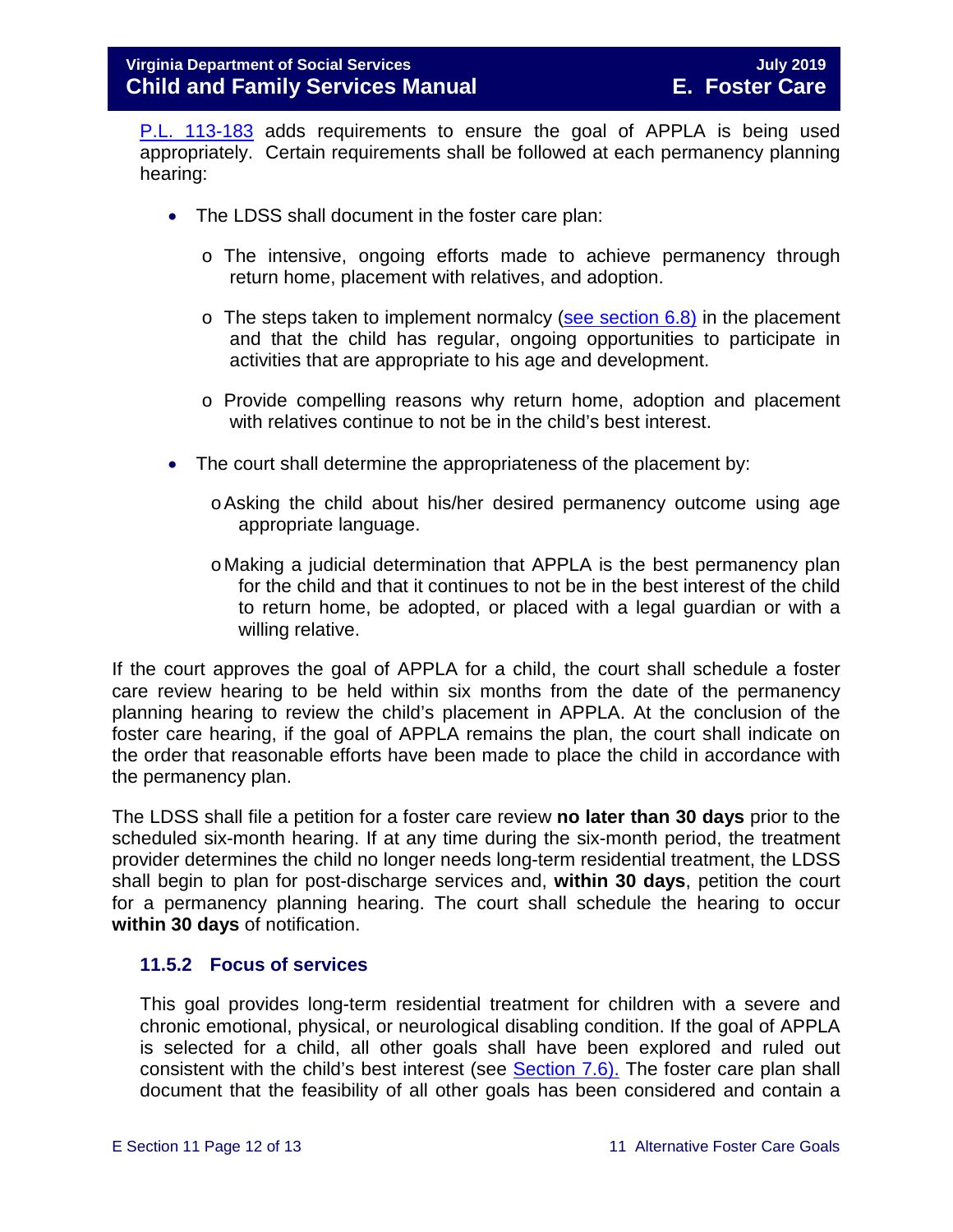P.L. 113-183 adds requirements to ensure the goal of APPLA is being used appropriately. Certain requirements shall be followed at each permanency planning hearing:

- The LDSS shall document in the foster care plan:
  - The intensive, ongoing efforts made to achieve permanency through return home, placement with relatives, and adoption.
  - The steps taken to implement normalcy (see section 6.8) in the placement and that the child has regular, ongoing opportunities to participate in activities that are appropriate to his age and development.
  - Provide compelling reasons why return home, adoption and placement with relatives continue to not be in the child's best interest.
- The court shall determine the appropriateness of the placement by:
  - Asking the child about his/her desired permanency outcome using age appropriate language.
  - Making a judicial determination that APPLA is the best permanency plan for the child and that it continues to not be in the best interest of the child to return home, be adopted, or placed with a legal guardian or with a willing relative.

If the court approves the goal of APPLA for a child, the court shall schedule a foster care review hearing to be held within six months from the date of the permanency planning hearing to review the child's placement in APPLA. At the conclusion of the foster care hearing, if the goal of APPLA remains the plan, the court shall indicate on the order that reasonable efforts have been made to place the child in accordance with the permanency plan.

The LDSS shall file a petition for a foster care review **no later than 30 days** prior to the scheduled six-month hearing. If at any time during the six-month period, the treatment provider determines the child no longer needs long-term residential treatment, the LDSS shall begin to plan for post-discharge services and, **within 30 days**, petition the court for a permanency planning hearing. The court shall schedule the hearing to occur **within 30 days** of notification.

### 11.5.2 Focus of services

This goal provides long-term residential treatment for children with a severe and chronic emotional, physical, or neurological disabling condition. If the goal of APPLA is selected for a child, all other goals shall have been explored and ruled out consistent with the child's best interest (see Section 7.6). The foster care plan shall document that the feasibility of all other goals has been considered and contain a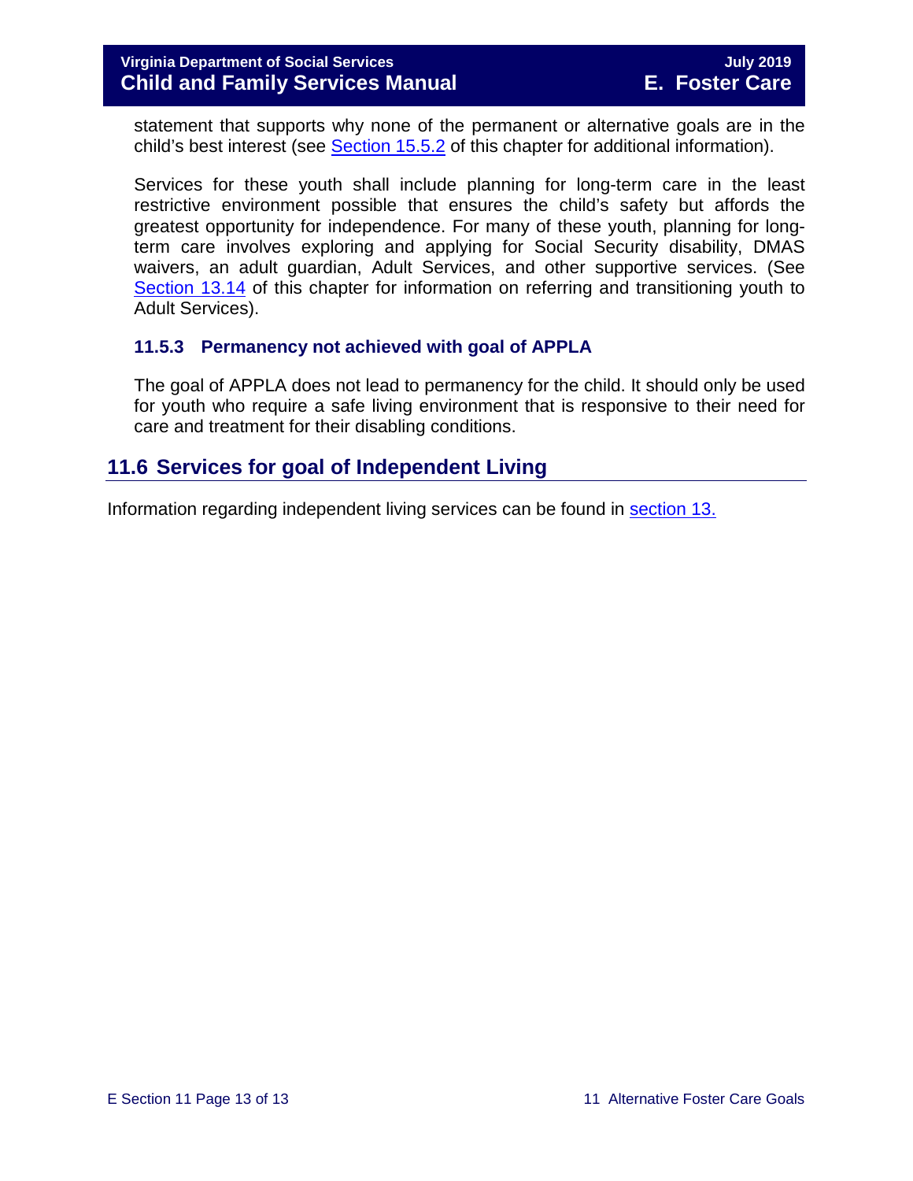statement that supports why none of the permanent or alternative goals are in the child's best interest (see Section 15.5.2 of this chapter for additional information).

Services for these youth shall include planning for long-term care in the least restrictive environment possible that ensures the child's safety but affords the greatest opportunity for independence. For many of these youth, planning for long-term care involves exploring and applying for Social Security disability, DMAS waivers, an adult guardian, Adult Services, and other supportive services. (See Section 13.14 of this chapter for information on referring and transitioning youth to Adult Services).

### 11.5.3 Permanency not achieved with goal of APPLA

The goal of APPLA does not lead to permanency for the child. It should only be used for youth who require a safe living environment that is responsive to their need for care and treatment for their disabling conditions.

## 11.6 Services for goal of Independent Living

Information regarding independent living services can be found in section 13.